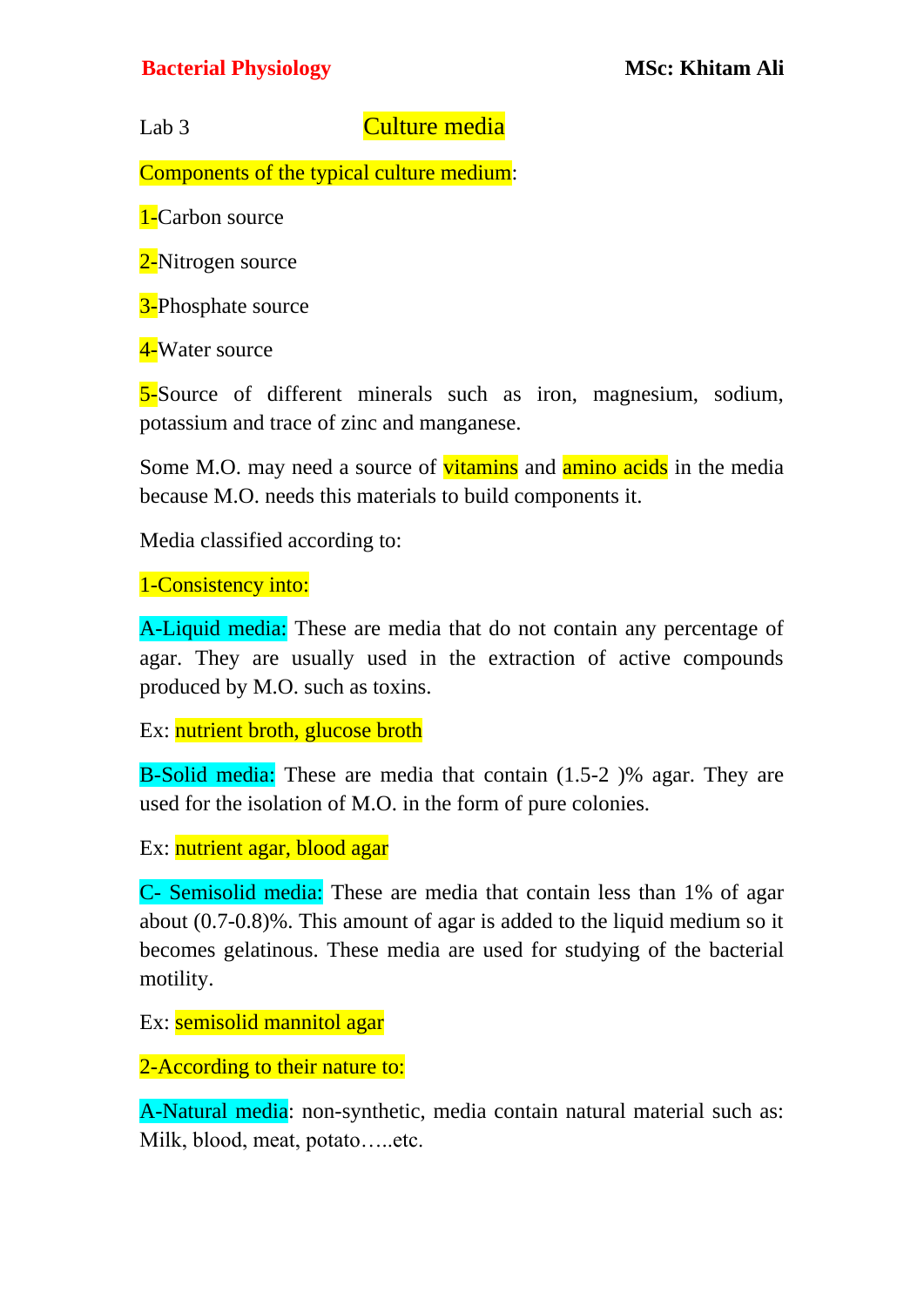Lab 3

# Culture media

**Components of the typical culture medium:**

1-Carbon source

2-Nitrogen source

3-Phosphate source

4-Water source

5-Source of different minerals such as iron, magnesium, sodium, potassium and trace of zinc and manganese.

Some M.O. may need a source of vitamins and amino acids in the media because M.O. needs this materials to build components it.

Media classified according to:

## 1-Consistency into:

**A-Liquid media:** These are media that do not contain any percentage of agar. They are usually used in the extraction of active compounds produced by M.O. such as toxins.

Ex: nutrient broth, glucose broth

**B-Solid media:** These are media that contain (1.5-2 )% agar. They are used for the isolation of M.O. in the form of pure colonies.

Ex: nutrient agar, blood agar

**C- Semisolid media:** These are media that contain less than 1% of agar about (0.7-0.8)%. This amount of agar is added to the liquid medium so it becomes gelatinous. These media are used for studying of the bacterial motility.

Ex: semisolid mannitol agar

## 2-According to their nature to:

**A-Natural media**: non-synthetic, media contain natural material such as: Milk, blood, meat, potato…..etc.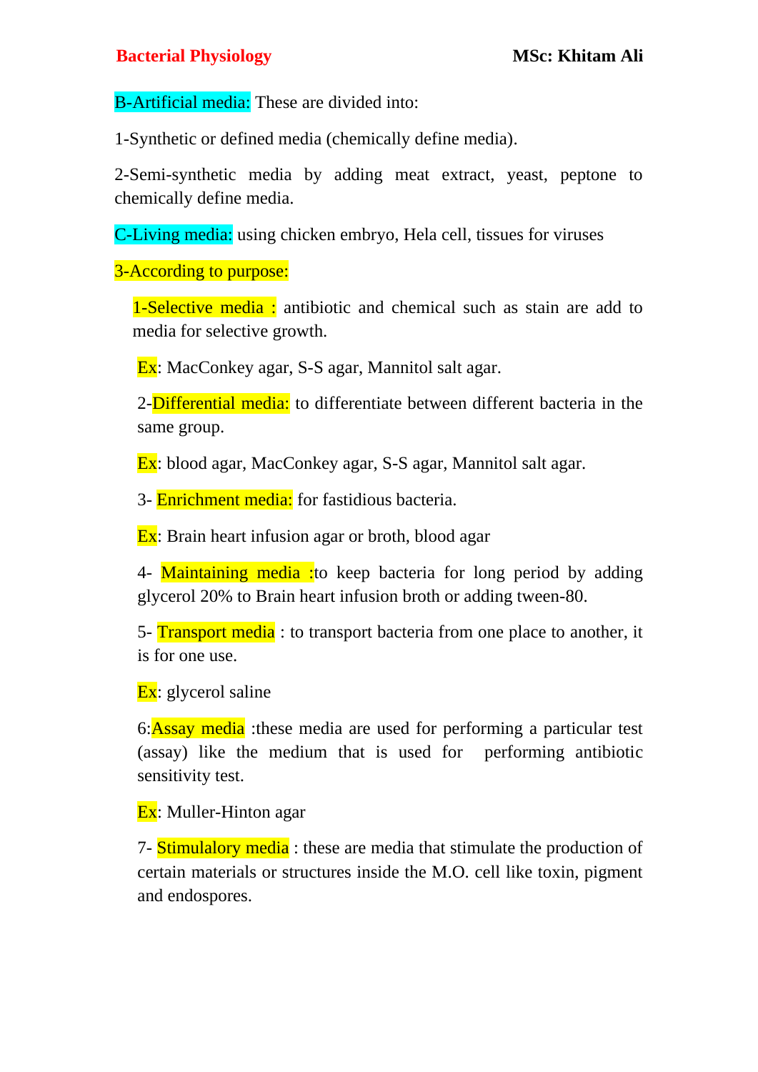**B-Artificial media:** These are divided into:

1-Synthetic or defined media (chemically define media).

2-Semi-synthetic media by adding meat extract, yeast, peptone to chemically define media.

**C-Living media:** using chicken embryo, Hela cell, tissues for viruses

**3-According to purpose:**

1-Selective media : antibiotic and chemical such as stain are add to media for selective growth.

Ex: MacConkey agar, S-S agar, Mannitol salt agar.

2-Differential media: to differentiate between different bacteria in the same group.

Ex: blood agar, MacConkey agar, S-S agar, Mannitol salt agar.

3- Enrichment media: for fastidious bacteria.

Ex: Brain heart infusion agar or broth, blood agar

4- Maintaining media :to keep bacteria for long period by adding glycerol 20% to Brain heart infusion broth or adding tween-80.

5- Transport media : to transport bacteria from one place to another, it is for one use.

Ex: glycerol saline

6:Assay media :these media are used for performing a particular test (assay) like the medium that is used for performing antibiotic sensitivity test.

Ex: Muller-Hinton agar

7- Stimulalory media : these are media that stimulate the production of certain materials or structures inside the M.O. cell like toxin, pigment and endospores.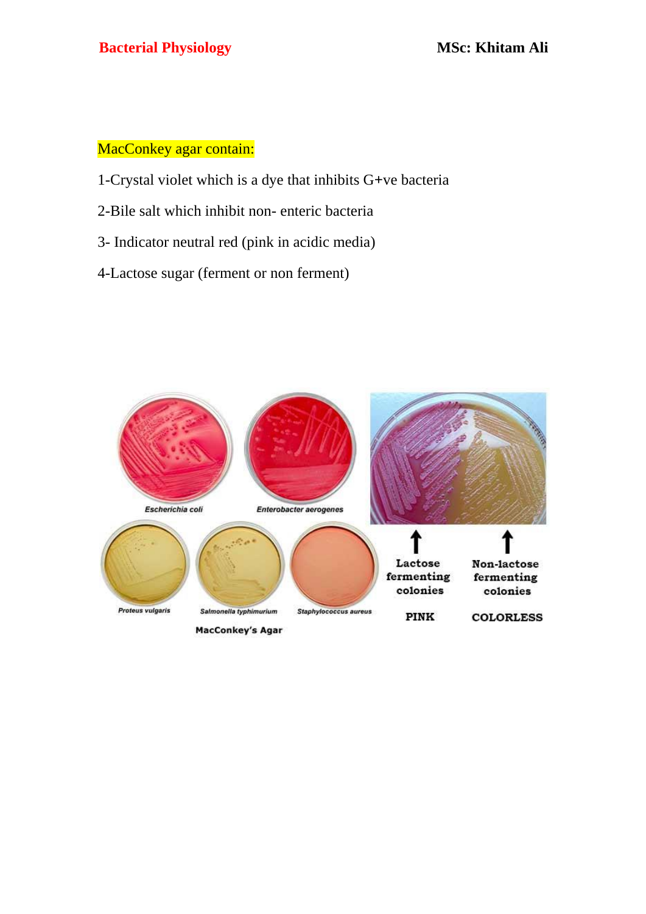MacConkey agar contain:

1-Crystal violet which is a dye that inhibits G+ve bacteria

2-Bile salt which inhibit non- enteric bacteria

3- Indicator neutral red (pink in acidic media)

4-Lactose sugar (ferment or non ferment)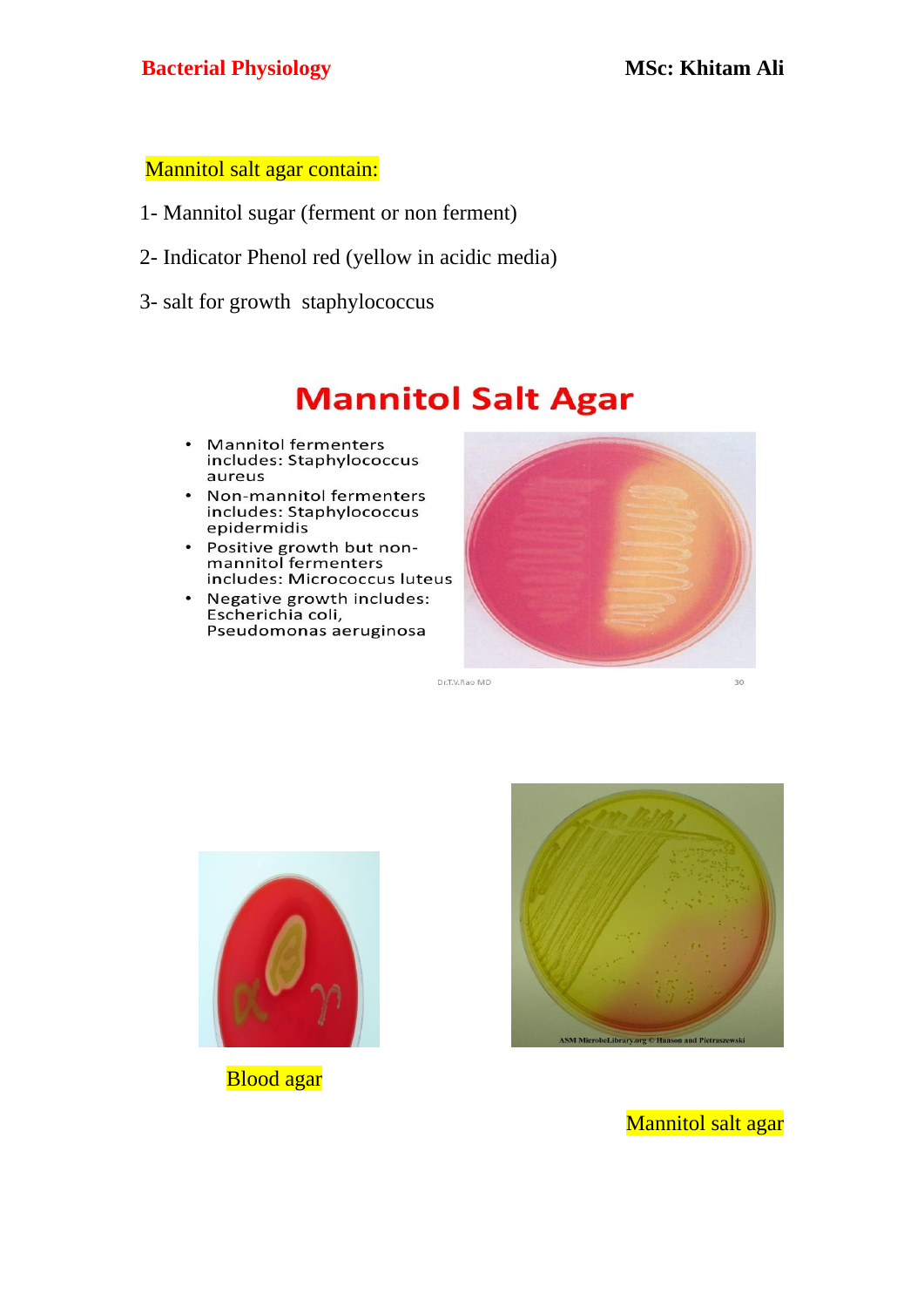Mannitol salt agar contain:

1- Mannitol sugar (ferment or non ferment)

2- Indicator Phenol red (yellow in acidic media)

3- salt for growth  staphylococcus

## Mannitol Salt Agar

- Mannitol fermenters includes: Staphylococcus aureus
- Non-mannitol fermenters includes: Staphylococcus epidermidis
- Positive growth but non-mannitol fermenters includes: Micrococcus luteus
- Negative growth includes: Escherichia coli, Pseudomonas aeruginosa

Dr.T.V.Rao MD

Blood agar

Mannitol salt agar